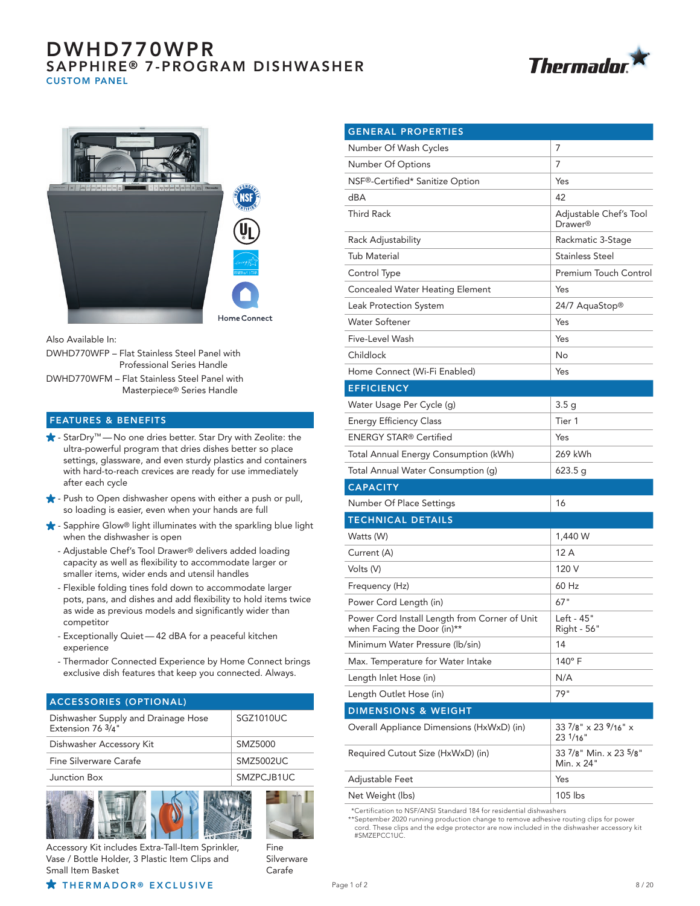# DWHD770WPR

## SAPPHIRE® 7-PROGRAM DISHWASHER

CUSTOM PANEL

Home Connect

Also Available In:

DWHD770WFP – Flat Stainless Steel Panel with Professional Series Handle

DWHD770WFM – Flat Stainless Steel Panel with Masterpiece® Series Handle

## FEATURES & BENEFITS

- ★ - StarDry™ — No one dries better. Star Dry with Zeolite: the ultra-powerful program that dries dishes better so place settings, glassware, and even sturdy plastics and containers with hard-to-reach crevices are ready for use immediately after each cycle
- ★ - Push to Open dishwasher opens with either a push or pull, so loading is easier, even when your hands are full
- ★ - Sapphire Glow® light illuminates with the sparkling blue light when the dishwasher is open
- Adjustable Chef's Tool Drawer® delivers added loading capacity as well as flexibility to accommodate larger or smaller items, wider ends and utensil handles
- Flexible folding tines fold down to accommodate larger pots, pans, and dishes and add flexibility to hold items twice as wide as previous models and significantly wider than competitor
- Exceptionally Quiet — 42 dBA for a peaceful kitchen experience
- Thermador Connected Experience by Home Connect brings exclusive dish features that keep you connected. Always.

## ACCESSORIES (OPTIONAL)

| | |
|---|---|
| Dishwasher Supply and Drainage Hose Extension 76 3/4" | SGZ1010UC |
| Dishwasher Accessory Kit | SMZ5000 |
| Fine Silverware Carafe | SMZ5002UC |
| Junction Box | SMZPCJB1UC |

Accessory Kit includes Extra-Tall-Item Sprinkler, Vase / Bottle Holder, 3 Plastic Item Clips and Small Item Basket

Fine Silverware Carafe

★ THERMADOR® EXCLUSIVE

| GENERAL PROPERTIES | |
|---|---|
| Number Of Wash Cycles | 7 |
| Number Of Options | 7 |
| NSF®-Certified* Sanitize Option | Yes |
| dBA | 42 |
| Third Rack | Adjustable Chef's Tool Drawer® |
| Rack Adjustability | Rackmatic 3-Stage |
| Tub Material | Stainless Steel |
| Control Type | Premium Touch Control |
| Concealed Water Heating Element | Yes |
| Leak Protection System | 24/7 AquaStop® |
| Water Softener | Yes |
| Five-Level Wash | Yes |
| Childlock | No |
| Home Connect (Wi-Fi Enabled) | Yes |
| **EFFICIENCY** | |
| Water Usage Per Cycle (g) | 3.5 g |
| Energy Efficiency Class | Tier 1 |
| ENERGY STAR® Certified | Yes |
| Total Annual Energy Consumption (kWh) | 269 kWh |
| Total Annual Water Consumption (g) | 623.5 g |
| **CAPACITY** | |
| Number Of Place Settings | 16 |
| **TECHNICAL DETAILS** | |
| Watts (W) | 1,440 W |
| Current (A) | 12 A |
| Volts (V) | 120 V |
| Frequency (Hz) | 60 Hz |
| Power Cord Length (in) | 67" |
| Power Cord Install Length from Corner of Unit when Facing the Door (in)** | Left - 45" Right - 56" |
| Minimum Water Pressure (lb/sin) | 14 |
| Max. Temperature for Water Intake | 140° F |
| Length Inlet Hose (in) | N/A |
| Length Outlet Hose (in) | 79" |
| **DIMENSIONS & WEIGHT** | |
| Overall Appliance Dimensions (HxWxD) (in) | 33 7/8" x 23 9/16" x 23 1/16" |
| Required Cutout Size (HxWxD) (in) | 33 7/8" Min. x 23 5/8" Min. x 24" |
| Adjustable Feet | Yes |
| Net Weight (lbs) | 105 lbs |

*Certification to NSF/ANSI Standard 184 for residential dishwashers

**September 2020 running production change to remove adhesive routing clips for power cord. These clips and the edge protector are now included in the dishwasher accessory kit #SMZEPCC1UC.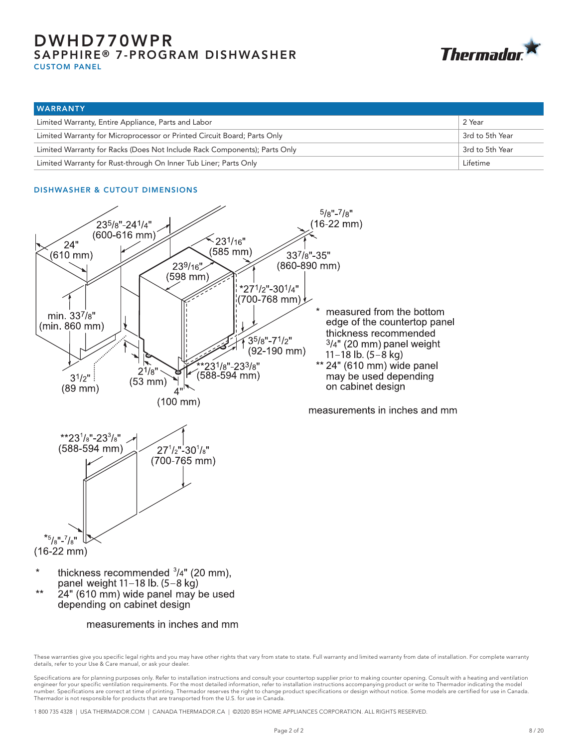# DWHD770WPR
## SAPPHIRE® 7-PROGRAM DISHWASHER
### CUSTOM PANEL

| WARRANTY | |
|---|---|
| Limited Warranty, Entire Appliance, Parts and Labor | 2 Year |
| Limited Warranty for Microprocessor or Printed Circuit Board; Parts Only | 3rd to 5th Year |
| Limited Warranty for Racks (Does Not Include Rack Components); Parts Only | 3rd to 5th Year |
| Limited Warranty for Rust-through On Inner Tub Liner; Parts Only | Lifetime |

### DISHWASHER & CUTOUT DIMENSIONS

24" (610 mm)
23 5/8"-24 1/4" (600-616 mm)
23 1/16" (585 mm)
23 9/16" (598 mm)
5/8"-7/8" (16-22 mm)
33 7/8"-35" (860-890 mm)
*27 1/2"-30 1/4" (700-768 mm)
min. 33 7/8" (min. 860 mm)
3 5/8"-7 1/2" (92-190 mm)
**23 1/8"-23 3/8" (588-594 mm)
2 1/8" (53 mm)
3 1/2" (89 mm)
4" (100 mm)

\* measured from the bottom edge of the countertop panel thickness recommended 3/4" (20 mm) panel weight 11–18 lb. (5–8 kg)
\*\* 24" (610 mm) wide panel may be used depending on cabinet design

measurements in inches and mm

**23 1/8"-23 3/8" (588-594 mm)
27 1/2"-30 1/8" (700-765 mm)
*5/8"-7/8" (16-22 mm)

\* thickness recommended 3/4" (20 mm), panel weight 11–18 lb. (5–8 kg)
\*\* 24" (610 mm) wide panel may be used depending on cabinet design

measurements in inches and mm

These warranties give you specific legal rights and you may have other rights that vary from state to state. Full warranty and limited warranty from date of installation. For complete warranty details, refer to your Use & Care manual, or ask your dealer.

Specifications are for planning purposes only. Refer to installation instructions and consult your countertop supplier prior to making counter opening. Consult with a heating and ventilation engineer for your specific ventilation requirements. For the most detailed information, refer to installation instructions accompanying product or write to Thermador indicating the model number. Specifications are correct at time of printing. Thermador reserves the right to change product specifications or design without notice. Some models are certified for use in Canada. Thermador is not responsible for products that are transported from the U.S. for use in Canada.

1 800 735 4328 | USA THERMADOR.COM | CANADA THERMADOR.CA | ©2020 BSH HOME APPLIANCES CORPORATION. ALL RIGHTS RESERVED.